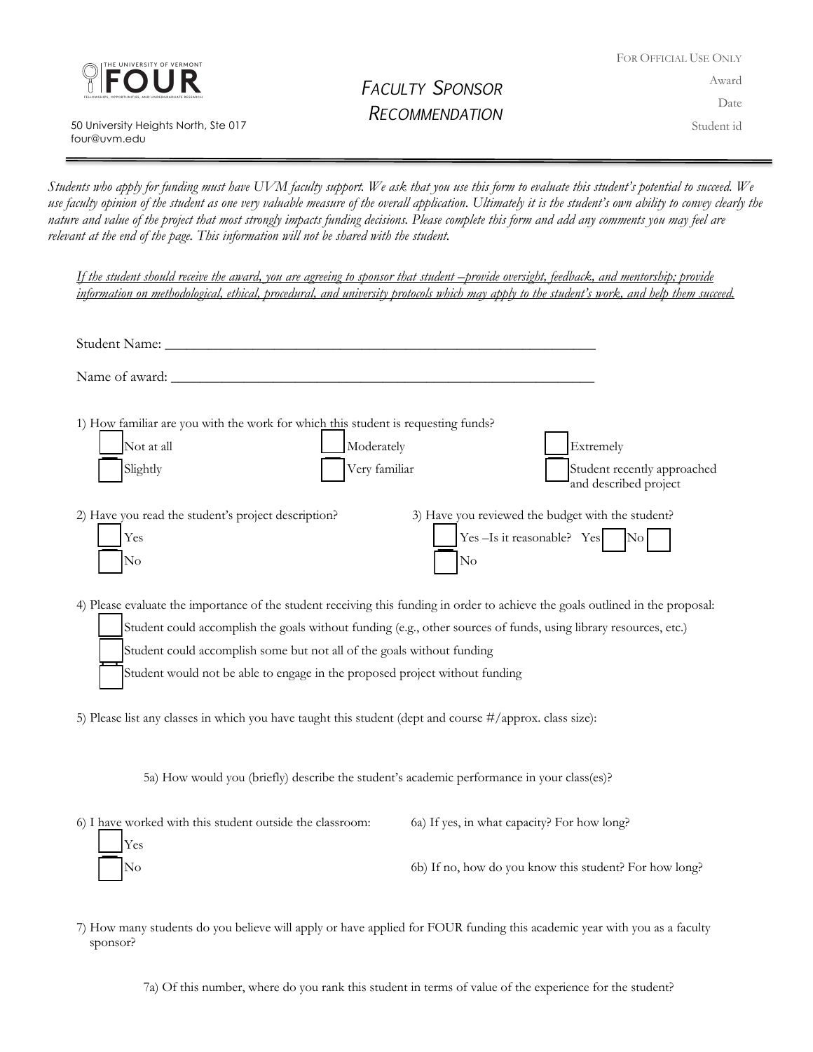THE UNIVERSITY OF VERMONT
**FOUR**
FELLOWSHIPS, OPPORTUNITIES, AND UNDERGRADUATE RESEARCH

50 University Heights North, Ste 017
four@uvm.edu

# *FACULTY SPONSOR RECOMMENDATION*

FOR OFFICIAL USE ONLY
Award
Date
Student id

---

*Students who apply for funding must have UVM faculty support. We ask that you use this form to evaluate this student's potential to succeed. We use faculty opinion of the student as one very valuable measure of the overall application. Ultimately it is the student's own ability to convey clearly the nature and value of the project that most strongly impacts funding decisions. Please complete this form and add any comments you may feel are relevant at the end of the page. This information will not be shared with the student.*

*<u>If the student should receive the award, you are agreeing to sponsor that student –provide oversight, feedback, and mentorship; provide information on methodological, ethical, procedural, and university protocols which may apply to the student's work, and help them succeed.</u>*

Student Name: ______________________________________________________________

Name of award: _____________________________________________________________

1) How familiar are you with the work for which this student is requesting funds?

- ☐ Not at all
- ☐ Slightly
- ☐ Moderately
- ☐ Very familiar
- ☐ Extremely
- ☐ Student recently approached and described project

2) Have you read the student's project description?

- ☐ Yes
- ☐ No

3) Have you reviewed the budget with the student?

- ☐ Yes –Is it reasonable? Yes ☐ No ☐
- ☐ No

4) Please evaluate the importance of the student receiving this funding in order to achieve the goals outlined in the proposal:

- ☐ Student could accomplish the goals without funding (e.g., other sources of funds, using library resources, etc.)
- ☐ Student could accomplish some but not all of the goals without funding
- ☐ Student would not be able to engage in the proposed project without funding

5) Please list any classes in which you have taught this student (dept and course #/approx. class size):

5a) How would you (briefly) describe the student's academic performance in your class(es)?

6) I have worked with this student outside the classroom:

- ☐ Yes
- ☐ No

6a) If yes, in what capacity? For how long?

6b) If no, how do you know this student? For how long?

7) How many students do you believe will apply or have applied for FOUR funding this academic year with you as a faculty sponsor?

7a) Of this number, where do you rank this student in terms of value of the experience for the student?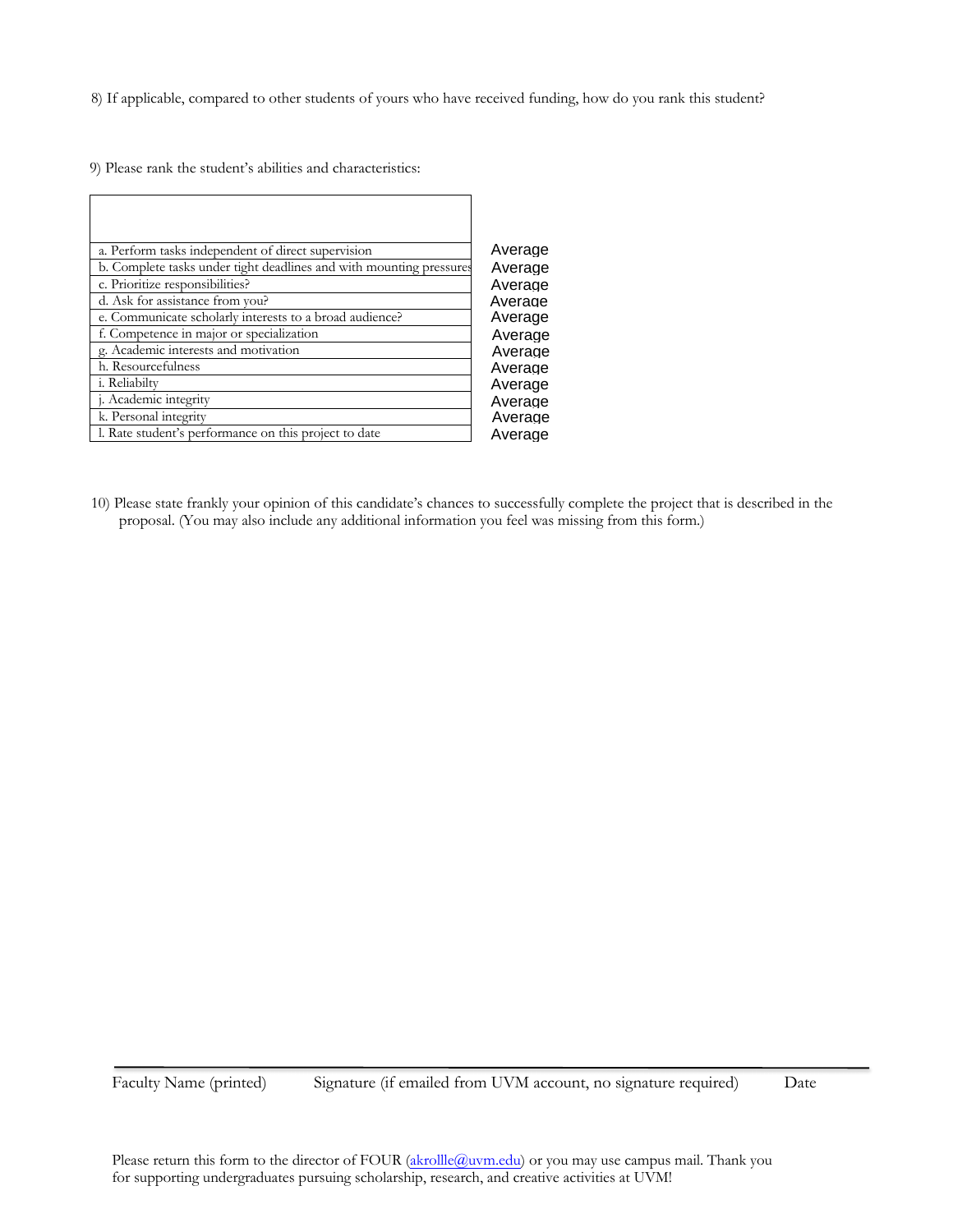8) If applicable, compared to other students of yours who have received funding, how do you rank this student?

9) Please rank the student's abilities and characteristics:

| | |
|---|---|
| a. Perform tasks independent of direct supervision | Average |
| b. Complete tasks under tight deadlines and with mounting pressures | Average |
| c. Prioritize responsibilities? | Average |
| d. Ask for assistance from you? | Average |
| e. Communicate scholarly interests to a broad audience? | Average |
| f. Competence in major or specialization | Average |
| g. Academic interests and motivation | Average |
| h. Resourcefulness | Average |
| i. Reliabilty | Average |
| j. Academic integrity | Average |
| k. Personal integrity | Average |
| l. Rate student's performance on this project to date | Average |

10) Please state frankly your opinion of this candidate's chances to successfully complete the project that is described in the proposal. (You may also include any additional information you feel was missing from this form.)

Faculty Name (printed) Signature (if emailed from UVM account, no signature required) Date

Please return this form to the director of FOUR (akrollle@uvm.edu) or you may use campus mail. Thank you for supporting undergraduates pursuing scholarship, research, and creative activities at UVM!